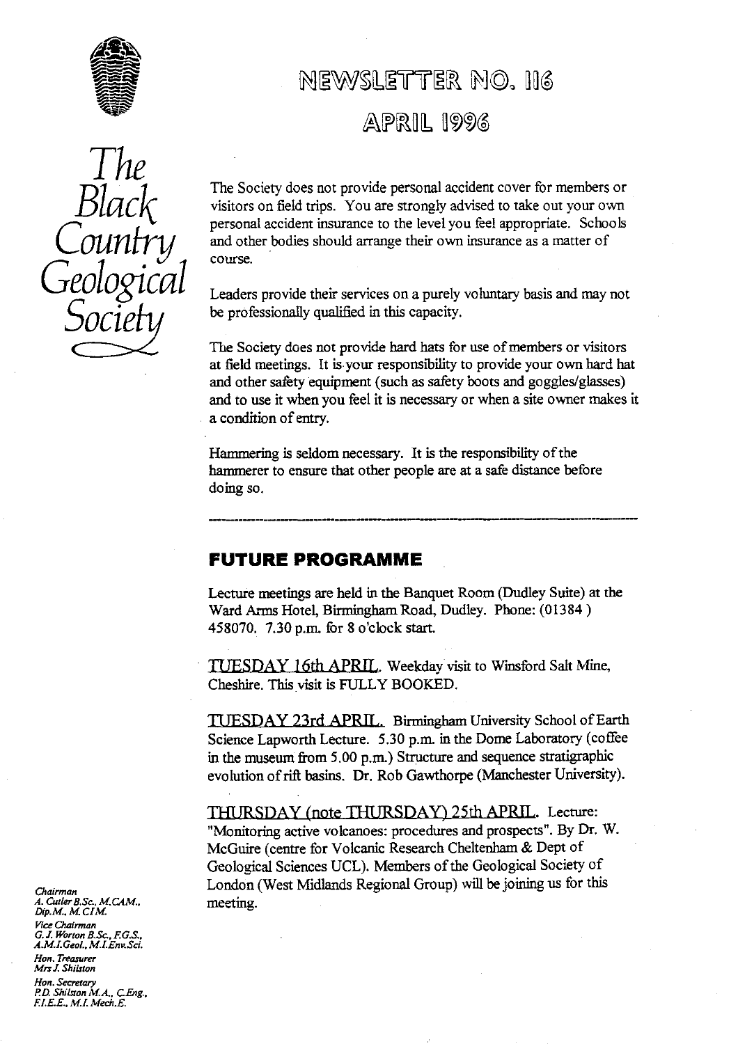# The Black Country Geological Society

# NEWSLETTER NO. 116

## APRIL 1996

The Society does not provide personal accident cover for members or visitors on field trips. You are strongly advised to take out your own personal accident insurance to the level you feel appropriate. Schools and other bodies should arrange their own insurance as a matter of course.

Leaders provide their services on a purely voluntary basis and may not be professionally qualified in this capacity.

The Society does not provide hard hats for use of members or visitors at field meetings. It is your responsibility to provide your own hard hat and other safety equipment (such as safety boots and goggles/glasses) and to use it when you feel it is necessary or when a site owner makes it a condition of entry.

Hammering is seldom necessary. It is the responsibility of the hammerer to ensure that other people are at a safe distance before doing so.

---

## FUTURE PROGRAMME

Lecture meetings are held in the Banquet Room (Dudley Suite) at the Ward Arms Hotel, Birmingham Road, Dudley. Phone: (01384) 458070. 7.30 p.m. for 8 o'clock start.

TUESDAY 16th APRIL. Weekday visit to Winsford Salt Mine, Cheshire. This visit is FULLY BOOKED.

TUESDAY 23rd APRIL. Birmingham University School of Earth Science Lapworth Lecture. 5.30 p.m. in the Dome Laboratory (coffee in the museum from 5.00 p.m.) Structure and sequence stratigraphic evolution of rift basins. Dr. Rob Gawthorpe (Manchester University).

THURSDAY (note THURSDAY) 25th APRIL. Lecture: "Monitoring active volcanoes: procedures and prospects". By Dr. W. McGuire (centre for Volcanic Research Cheltenham & Dept of Geological Sciences UCL). Members of the Geological Society of London (West Midlands Regional Group) will be joining us for this meeting.

*Chairman*
*A. Cutler B.Sc., M.CAM., Dip.M., M.CIM.*

*Vice Chairman*
*G. J. Worton B.Sc., F.G.S., A.M.I.Geol., M.I.Env.Sci.*

*Hon. Treasurer*
*Mrs J. Shilston*

*Hon. Secretary*
*P.D. Shilston M.A., C.Eng., F.I.E.E., M.I. Mech.E.*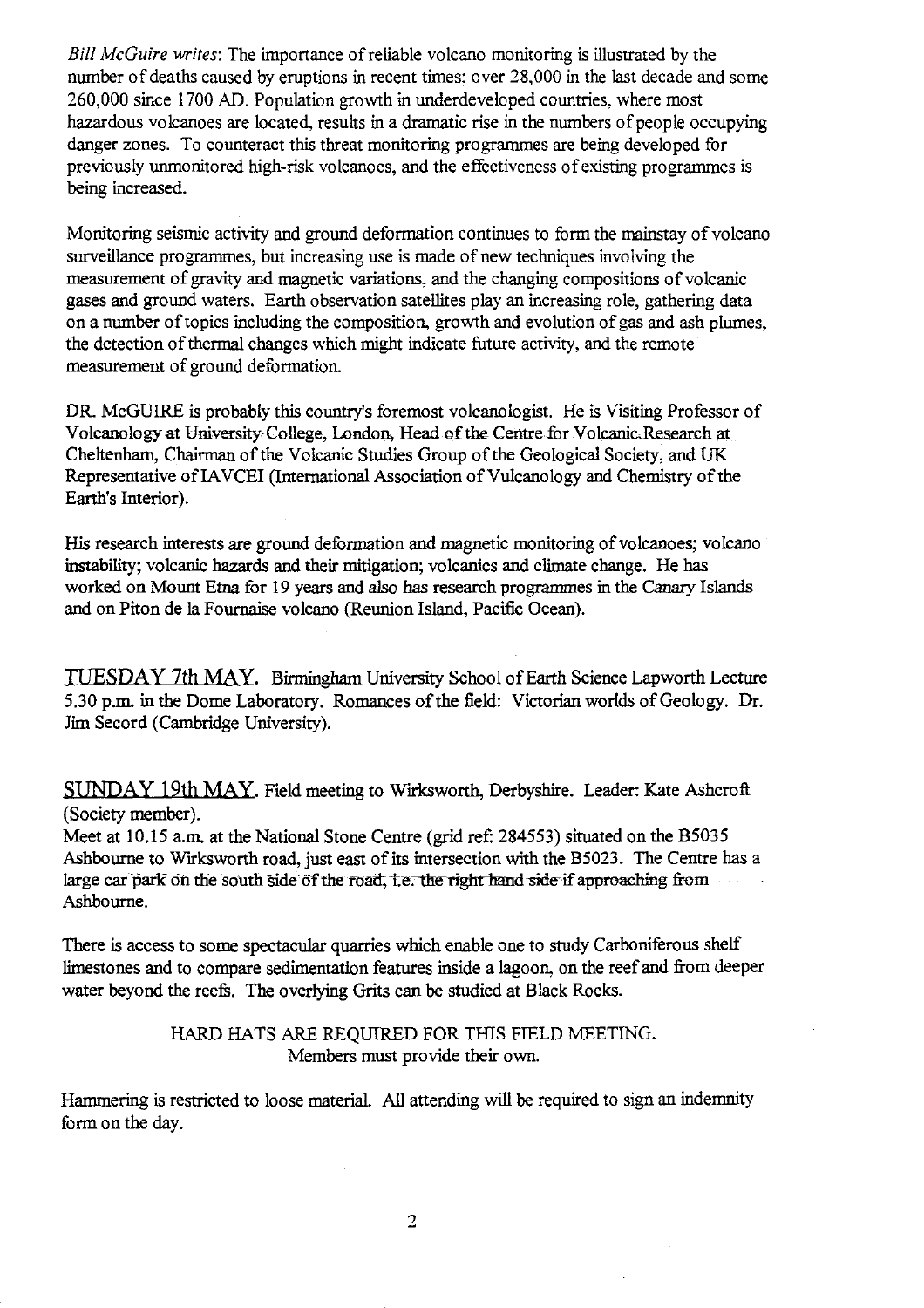*Bill McGuire writes*: The importance of reliable volcano monitoring is illustrated by the number of deaths caused by eruptions in recent times; over 28,000 in the last decade and some 260,000 since 1700 AD. Population growth in underdeveloped countries, where most hazardous volcanoes are located, results in a dramatic rise in the numbers of people occupying danger zones. To counteract this threat monitoring programmes are being developed for previously unmonitored high-risk volcanoes, and the effectiveness of existing programmes is being increased.

Monitoring seismic activity and ground deformation continues to form the mainstay of volcano surveillance programmes, but increasing use is made of new techniques involving the measurement of gravity and magnetic variations, and the changing compositions of volcanic gases and ground waters. Earth observation satellites play an increasing role, gathering data on a number of topics including the composition, growth and evolution of gas and ash plumes, the detection of thermal changes which might indicate future activity, and the remote measurement of ground deformation.

DR. McGUIRE is probably this country's foremost volcanologist. He is Visiting Professor of Volcanology at University College, London, Head of the Centre for Volcanic Research at Cheltenham, Chairman of the Volcanic Studies Group of the Geological Society, and UK Representative of IAVCEI (International Association of Vulcanology and Chemistry of the Earth's Interior).

His research interests are ground deformation and magnetic monitoring of volcanoes; volcano instability; volcanic hazards and their mitigation; volcanics and climate change. He has worked on Mount Etna for 19 years and also has research programmes in the Canary Islands and on Piton de la Fournaise volcano (Reunion Island, Pacific Ocean).

<u>TUESDAY 7th MAY</u>. Birmingham University School of Earth Science Lapworth Lecture 5.30 p.m. in the Dome Laboratory. Romances of the field: Victorian worlds of Geology. Dr. Jim Secord (Cambridge University).

<u>SUNDAY 19th MAY</u>. Field meeting to Wirksworth, Derbyshire. Leader: Kate Ashcroft (Society member).

Meet at 10.15 a.m. at the National Stone Centre (grid ref: 284553) situated on the B5035 Ashbourne to Wirksworth road, just east of its intersection with the B5023. The Centre has a large car park on the south side of the road, i.e. the right hand side if approaching from Ashbourne.

There is access to some spectacular quarries which enable one to study Carboniferous shelf limestones and to compare sedimentation features inside a lagoon, on the reef and from deeper water beyond the reefs. The overlying Grits can be studied at Black Rocks.

HARD HATS ARE REQUIRED FOR THIS FIELD MEETING.
Members must provide their own.

Hammering is restricted to loose material. All attending will be required to sign an indemnity form on the day.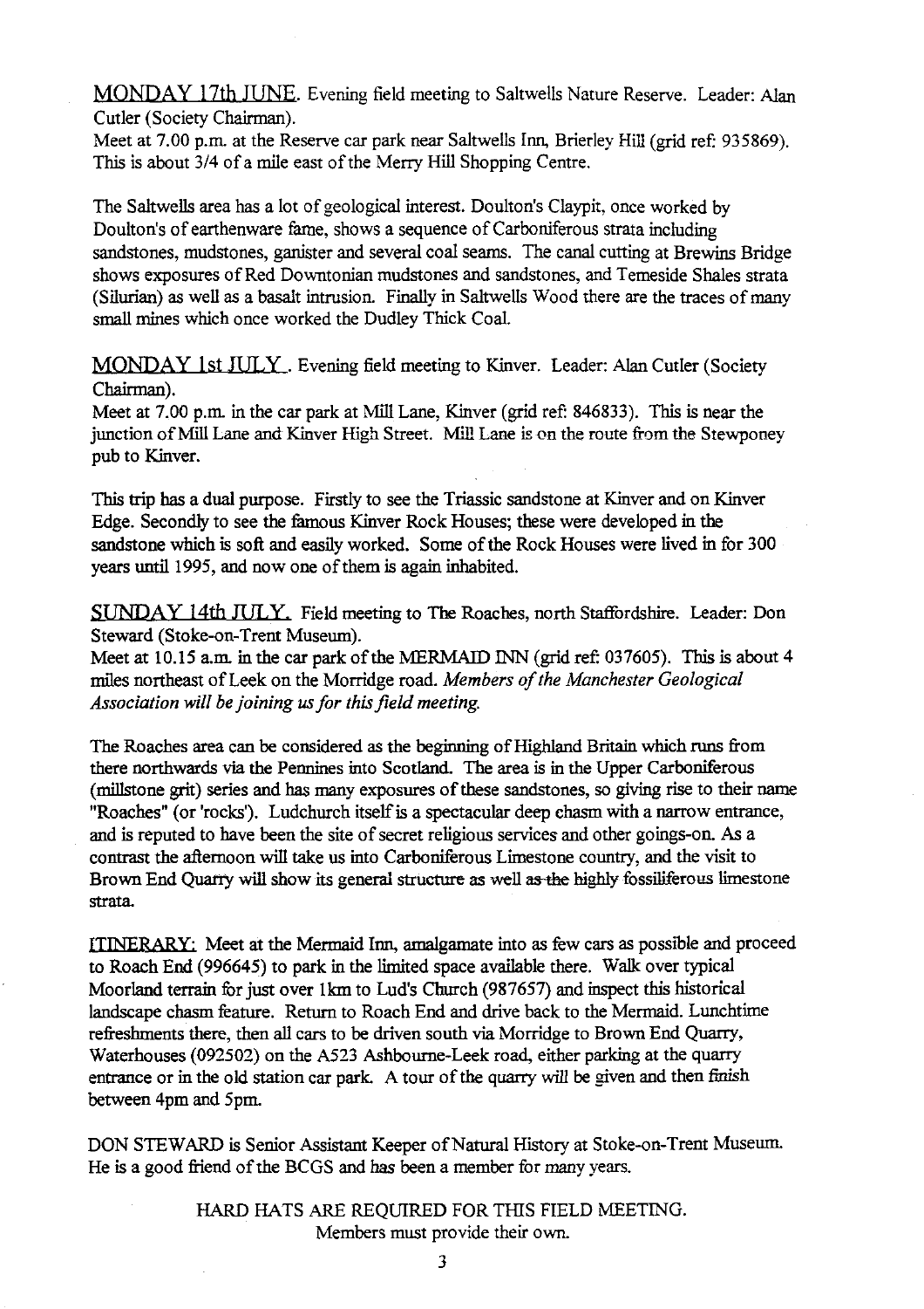MONDAY 17th JUNE. Evening field meeting to Saltwells Nature Reserve. Leader: Alan Cutler (Society Chairman).
Meet at 7.00 p.m. at the Reserve car park near Saltwells Inn, Brierley Hill (grid ref: 935869). This is about 3/4 of a mile east of the Merry Hill Shopping Centre.

The Saltwells area has a lot of geological interest. Doulton's Claypit, once worked by Doulton's of earthenware fame, shows a sequence of Carboniferous strata including sandstones, mudstones, ganister and several coal seams. The canal cutting at Brewins Bridge shows exposures of Red Downtonian mudstones and sandstones, and Temeside Shales strata (Silurian) as well as a basalt intrusion. Finally in Saltwells Wood there are the traces of many small mines which once worked the Dudley Thick Coal.

MONDAY 1st JULY. Evening field meeting to Kinver. Leader: Alan Cutler (Society Chairman).
Meet at 7.00 p.m. in the car park at Mill Lane, Kinver (grid ref: 846833). This is near the junction of Mill Lane and Kinver High Street. Mill Lane is on the route from the Stewponey pub to Kinver.

This trip has a dual purpose. Firstly to see the Triassic sandstone at Kinver and on Kinver Edge. Secondly to see the famous Kinver Rock Houses; these were developed in the sandstone which is soft and easily worked. Some of the Rock Houses were lived in for 300 years until 1995, and now one of them is again inhabited.

SUNDAY 14th JULY. Field meeting to The Roaches, north Staffordshire. Leader: Don Steward (Stoke-on-Trent Museum).
Meet at 10.15 a.m. in the car park of the MERMAID INN (grid ref: 037605). This is about 4 miles northeast of Leek on the Morridge road. *Members of the Manchester Geological Association will be joining us for this field meeting.*

The Roaches area can be considered as the beginning of Highland Britain which runs from there northwards via the Pennines into Scotland. The area is in the Upper Carboniferous (millstone grit) series and has many exposures of these sandstones, so giving rise to their name "Roaches" (or 'rocks'). Ludchurch itself is a spectacular deep chasm with a narrow entrance, and is reputed to have been the site of secret religious services and other goings-on. As a contrast the afternoon will take us into Carboniferous Limestone country, and the visit to Brown End Quarry will show its general structure as well ~~as the~~ highly fossiliferous limestone strata.

ITINERARY: Meet at the Mermaid Inn, amalgamate into as few cars as possible and proceed to Roach End (996645) to park in the limited space available there. Walk over typical Moorland terrain for just over 1km to Lud's Church (987657) and inspect this historical landscape chasm feature. Return to Roach End and drive back to the Mermaid. Lunchtime refreshments there, then all cars to be driven south via Morridge to Brown End Quarry, Waterhouses (092502) on the A523 Ashbourne-Leek road, either parking at the quarry entrance or in the old station car park. A tour of the quarry will be given and then finish between 4pm and 5pm.

DON STEWARD is Senior Assistant Keeper of Natural History at Stoke-on-Trent Museum. He is a good friend of the BCGS and has been a member for many years.

HARD HATS ARE REQUIRED FOR THIS FIELD MEETING.
Members must provide their own.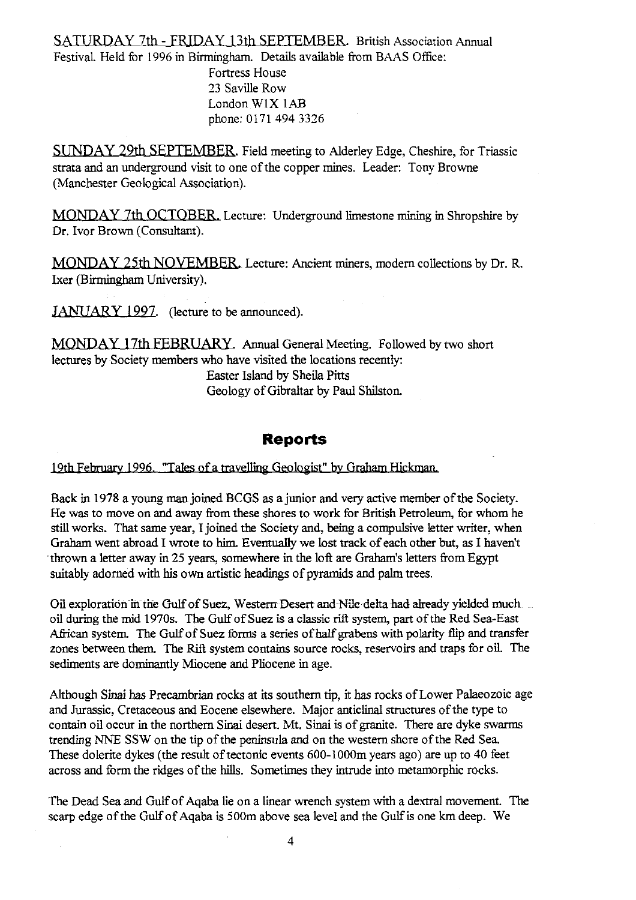<u>SATURDAY 7th - FRIDAY 13th SEPTEMBER</u>. British Association Annual Festival. Held for 1996 in Birmingham. Details available from BAAS Office:

Fortress House
23 Saville Row
London W1X 1AB
phone: 0171 494 3326

<u>SUNDAY 29th SEPTEMBER</u>. Field meeting to Alderley Edge, Cheshire, for Triassic strata and an underground visit to one of the copper mines. Leader: Tony Browne (Manchester Geological Association).

<u>MONDAY 7th OCTOBER</u>. Lecture: Underground limestone mining in Shropshire by Dr. Ivor Brown (Consultant).

<u>MONDAY 25th NOVEMBER</u>. Lecture: Ancient miners, modern collections by Dr. R. Ixer (Birmingham University).

<u>JANUARY 1997</u>. (lecture to be announced).

<u>MONDAY 17th FEBRUARY</u>. Annual General Meeting. Followed by two short lectures by Society members who have visited the locations recently:

Easter Island by Sheila Pitts
Geology of Gibraltar by Paul Shilston.

## Reports

<u>19th February 1996. "Tales of a travelling Geologist" by Graham Hickman.</u>

Back in 1978 a young man joined BCGS as a junior and very active member of the Society. He was to move on and away from these shores to work for British Petroleum, for whom he still works. That same year, I joined the Society and, being a compulsive letter writer, when Graham went abroad I wrote to him. Eventually we lost track of each other but, as I haven't thrown a letter away in 25 years, somewhere in the loft are Graham's letters from Egypt suitably adorned with his own artistic headings of pyramids and palm trees.

Oil exploration in the Gulf of Suez, Western Desert and Nile delta had already yielded much oil during the mid 1970s. The Gulf of Suez is a classic rift system, part of the Red Sea-East African system. The Gulf of Suez forms a series of half grabens with polarity flip and transfer zones between them. The Rift system contains source rocks, reservoirs and traps for oil. The sediments are dominantly Miocene and Pliocene in age.

Although Sinai has Precambrian rocks at its southern tip, it has rocks of Lower Palaeozoic age and Jurassic, Cretaceous and Eocene elsewhere. Major anticlinal structures of the type to contain oil occur in the northern Sinai desert. Mt. Sinai is of granite. There are dyke swarms trending NNE SSW on the tip of the peninsula and on the western shore of the Red Sea. These dolerite dykes (the result of tectonic events 600-1000m years ago) are up to 40 feet across and form the ridges of the hills. Sometimes they intrude into metamorphic rocks.

The Dead Sea and Gulf of Aqaba lie on a linear wrench system with a dextral movement. The scarp edge of the Gulf of Aqaba is 500m above sea level and the Gulf is one km deep. We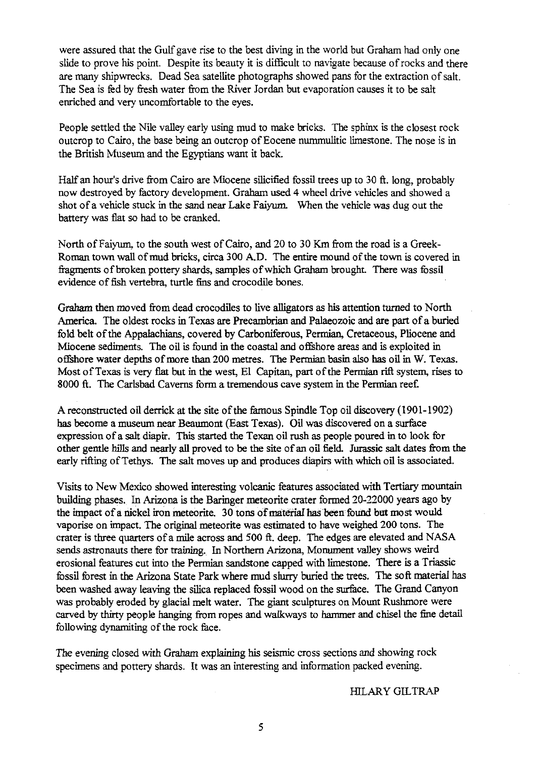were assured that the Gulf gave rise to the best diving in the world but Graham had only one slide to prove his point. Despite its beauty it is difficult to navigate because of rocks and there are many shipwrecks. Dead Sea satellite photographs showed pans for the extraction of salt. The Sea is fed by fresh water from the River Jordan but evaporation causes it to be salt enriched and very uncomfortable to the eyes.

People settled the Nile valley early using mud to make bricks. The sphinx is the closest rock outcrop to Cairo, the base being an outcrop of Eocene nummulitic limestone. The nose is in the British Museum and the Egyptians want it back.

Half an hour's drive from Cairo are Miocene silicified fossil trees up to 30 ft. long, probably now destroyed by factory development. Graham used 4 wheel drive vehicles and showed a shot of a vehicle stuck in the sand near Lake Faiyum. When the vehicle was dug out the battery was flat so had to be cranked.

North of Faiyum, to the south west of Cairo, and 20 to 30 Km from the road is a Greek-Roman town wall of mud bricks, circa 300 A.D. The entire mound of the town is covered in fragments of broken pottery shards, samples of which Graham brought. There was fossil evidence of fish vertebra, turtle fins and crocodile bones.

Graham then moved from dead crocodiles to live alligators as his attention turned to North America. The oldest rocks in Texas are Precambrian and Palaeozoic and are part of a buried fold belt of the Appalachians, covered by Carboniferous, Permian, Cretaceous, Pliocene and Miocene sediments. The oil is found in the coastal and offshore areas and is exploited in offshore water depths of more than 200 metres. The Permian basin also has oil in W. Texas. Most of Texas is very flat but in the west, El Capitan, part of the Permian rift system, rises to 8000 ft. The Carlsbad Caverns form a tremendous cave system in the Permian reef.

A reconstructed oil derrick at the site of the famous Spindle Top oil discovery (1901-1902) has become a museum near Beaumont (East Texas). Oil was discovered on a surface expression of a salt diapir. This started the Texan oil rush as people poured in to look for other gentle hills and nearly all proved to be the site of an oil field. Jurassic salt dates from the early rifting of Tethys. The salt moves up and produces diapirs with which oil is associated.

Visits to New Mexico showed interesting volcanic features associated with Tertiary mountain building phases. In Arizona is the Baringer meteorite crater formed 20-22000 years ago by the impact of a nickel iron meteorite. 30 tons of material has been found but most would vaporise on impact. The original meteorite was estimated to have weighed 200 tons. The crater is three quarters of a mile across and 500 ft. deep. The edges are elevated and NASA sends astronauts there for training. In Northern Arizona, Monument valley shows weird erosional features cut into the Permian sandstone capped with limestone. There is a Triassic fossil forest in the Arizona State Park where mud slurry buried the trees. The soft material has been washed away leaving the silica replaced fossil wood on the surface. The Grand Canyon was probably eroded by glacial melt water. The giant sculptures on Mount Rushmore were carved by thirty people hanging from ropes and walkways to hammer and chisel the fine detail following dynamiting of the rock face.

The evening closed with Graham explaining his seismic cross sections and showing rock specimens and pottery shards. It was an interesting and information packed evening.

HILARY GILTRAP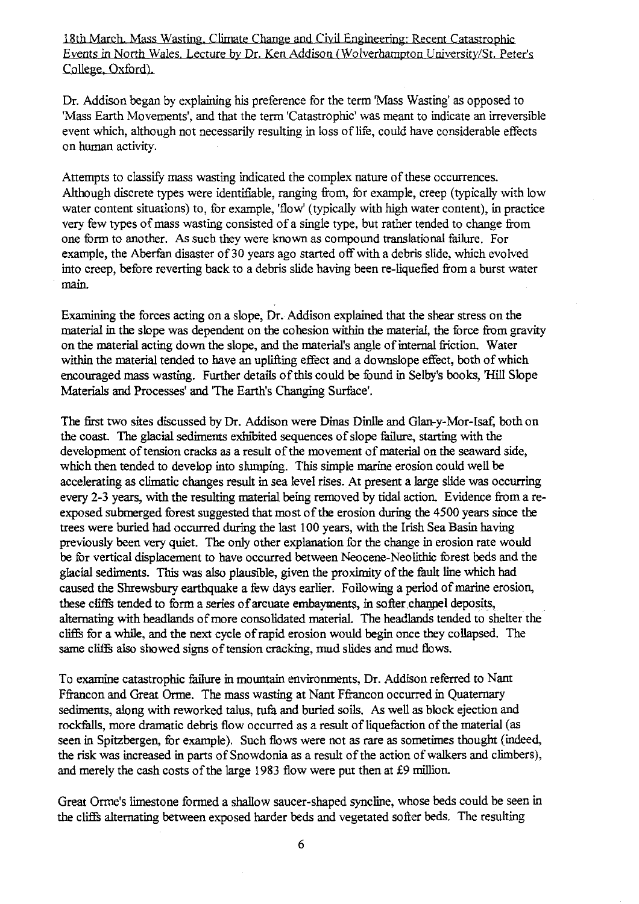18th March. Mass Wasting, Climate Change and Civil Engineering: Recent Catastrophic Events in North Wales. Lecture by Dr. Ken Addison (Wolverhampton University/St. Peter's College, Oxford).

Dr. Addison began by explaining his preference for the term 'Mass Wasting' as opposed to 'Mass Earth Movements', and that the term 'Catastrophic' was meant to indicate an irreversible event which, although not necessarily resulting in loss of life, could have considerable effects on human activity.

Attempts to classify mass wasting indicated the complex nature of these occurrences. Although discrete types were identifiable, ranging from, for example, creep (typically with low water content situations) to, for example, 'flow' (typically with high water content), in practice very few types of mass wasting consisted of a single type, but rather tended to change from one form to another. As such they were known as compound translational failure. For example, the Aberfan disaster of 30 years ago started off with a debris slide, which evolved into creep, before reverting back to a debris slide having been re-liquefied from a burst water main.

Examining the forces acting on a slope, Dr. Addison explained that the shear stress on the material in the slope was dependent on the cohesion within the material, the force from gravity on the material acting down the slope, and the material's angle of internal friction. Water within the material tended to have an uplifting effect and a downslope effect, both of which encouraged mass wasting. Further details of this could be found in Selby's books, 'Hill Slope Materials and Processes' and 'The Earth's Changing Surface'.

The first two sites discussed by Dr. Addison were Dinas Dinlle and Glan-y-Mor-Isaf, both on the coast. The glacial sediments exhibited sequences of slope failure, starting with the development of tension cracks as a result of the movement of material on the seaward side, which then tended to develop into slumping. This simple marine erosion could well be accelerating as climatic changes result in sea level rises. At present a large slide was occurring every 2-3 years, with the resulting material being removed by tidal action. Evidence from a re-exposed submerged forest suggested that most of the erosion during the 4500 years since the trees were buried had occurred during the last 100 years, with the Irish Sea Basin having previously been very quiet. The only other explanation for the change in erosion rate would be for vertical displacement to have occurred between Neocene-Neolithic forest beds and the glacial sediments. This was also plausible, given the proximity of the fault line which had caused the Shrewsbury earthquake a few days earlier. Following a period of marine erosion, these cliffs tended to form a series of arcuate embayments, in softer channel deposits, alternating with headlands of more consolidated material. The headlands tended to shelter the cliffs for a while, and the next cycle of rapid erosion would begin once they collapsed. The same cliffs also showed signs of tension cracking, mud slides and mud flows.

To examine catastrophic failure in mountain environments, Dr. Addison referred to Nant Ffrancon and Great Orme. The mass wasting at Nant Ffrancon occurred in Quaternary sediments, along with reworked talus, tufa and buried soils. As well as block ejection and rockfalls, more dramatic debris flow occurred as a result of liquefaction of the material (as seen in Spitzbergen, for example). Such flows were not as rare as sometimes thought (indeed, the risk was increased in parts of Snowdonia as a result of the action of walkers and climbers), and merely the cash costs of the large 1983 flow were put then at £9 million.

Great Orme's limestone formed a shallow saucer-shaped syncline, whose beds could be seen in the cliffs alternating between exposed harder beds and vegetated softer beds. The resulting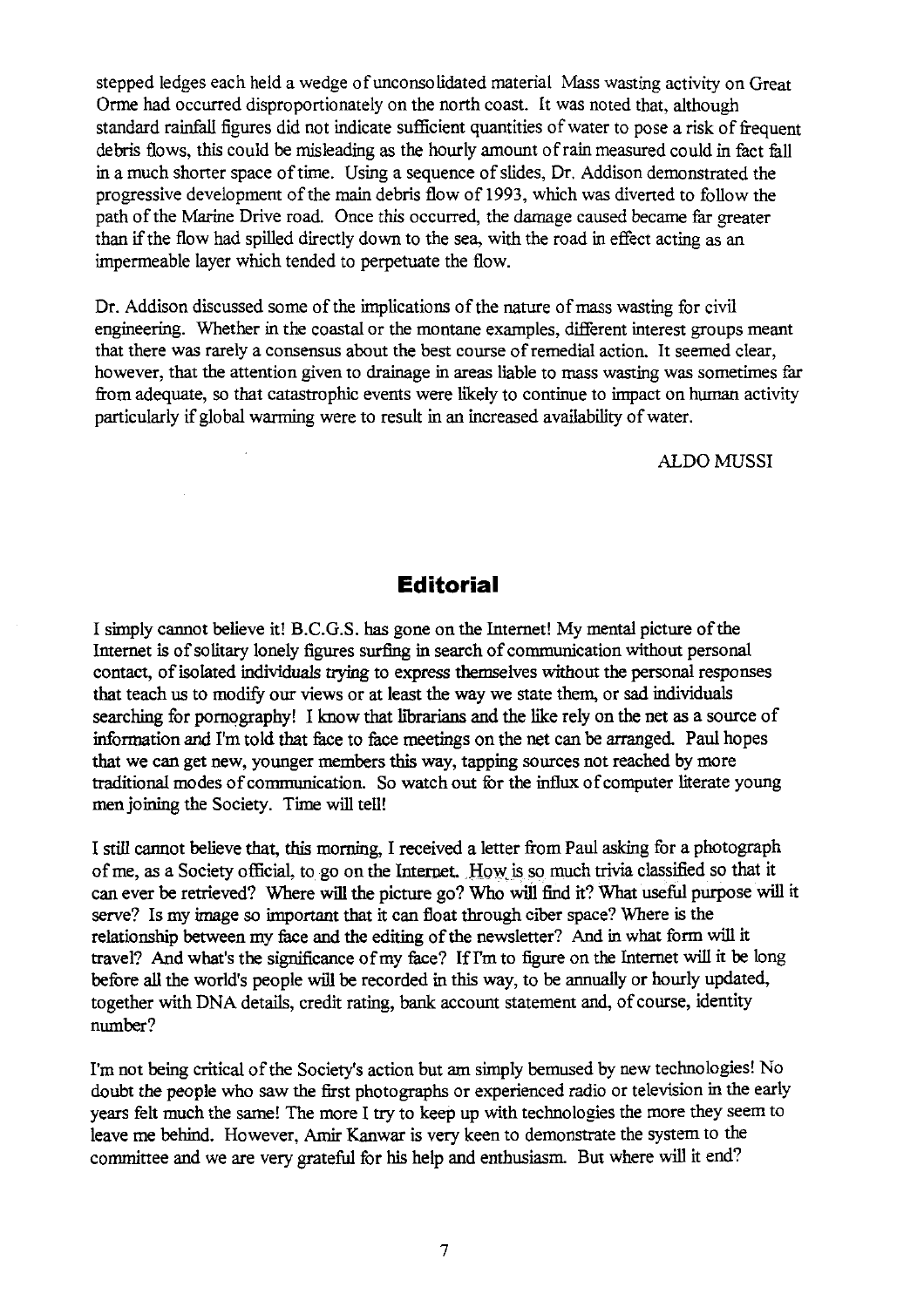stepped ledges each held a wedge of unconsolidated material Mass wasting activity on Great Orme had occurred disproportionately on the north coast. It was noted that, although standard rainfall figures did not indicate sufficient quantities of water to pose a risk of frequent debris flows, this could be misleading as the hourly amount of rain measured could in fact fall in a much shorter space of time. Using a sequence of slides, Dr. Addison demonstrated the progressive development of the main debris flow of 1993, which was diverted to follow the path of the Marine Drive road. Once this occurred, the damage caused became far greater than if the flow had spilled directly down to the sea, with the road in effect acting as an impermeable layer which tended to perpetuate the flow.

Dr. Addison discussed some of the implications of the nature of mass wasting for civil engineering. Whether in the coastal or the montane examples, different interest groups meant that there was rarely a consensus about the best course of remedial action. It seemed clear, however, that the attention given to drainage in areas liable to mass wasting was sometimes far from adequate, so that catastrophic events were likely to continue to impact on human activity particularly if global warming were to result in an increased availability of water.

ALDO MUSSI

## Editorial

I simply cannot believe it! B.C.G.S. has gone on the Internet! My mental picture of the Internet is of solitary lonely figures surfing in search of communication without personal contact, of isolated individuals trying to express themselves without the personal responses that teach us to modify our views or at least the way we state them, or sad individuals searching for pornography! I know that librarians and the like rely on the net as a source of information and I'm told that face to face meetings on the net can be arranged. Paul hopes that we can get new, younger members this way, tapping sources not reached by more traditional modes of communication. So watch out for the influx of computer literate young men joining the Society. Time will tell!

I still cannot believe that, this morning, I received a letter from Paul asking for a photograph of me, as a Society official, to go on the Internet. How is so much trivia classified so that it can ever be retrieved? Where will the picture go? Who will find it? What useful purpose will it serve? Is my image so important that it can float through ciber space? Where is the relationship between my face and the editing of the newsletter? And in what form will it travel? And what's the significance of my face? If I'm to figure on the Internet will it be long before all the world's people will be recorded in this way, to be annually or hourly updated, together with DNA details, credit rating, bank account statement and, of course, identity number?

I'm not being critical of the Society's action but am simply bemused by new technologies! No doubt the people who saw the first photographs or experienced radio or television in the early years felt much the same! The more I try to keep up with technologies the more they seem to leave me behind. However, Amir Kanwar is very keen to demonstrate the system to the committee and we are very grateful for his help and enthusiasm. But where will it end?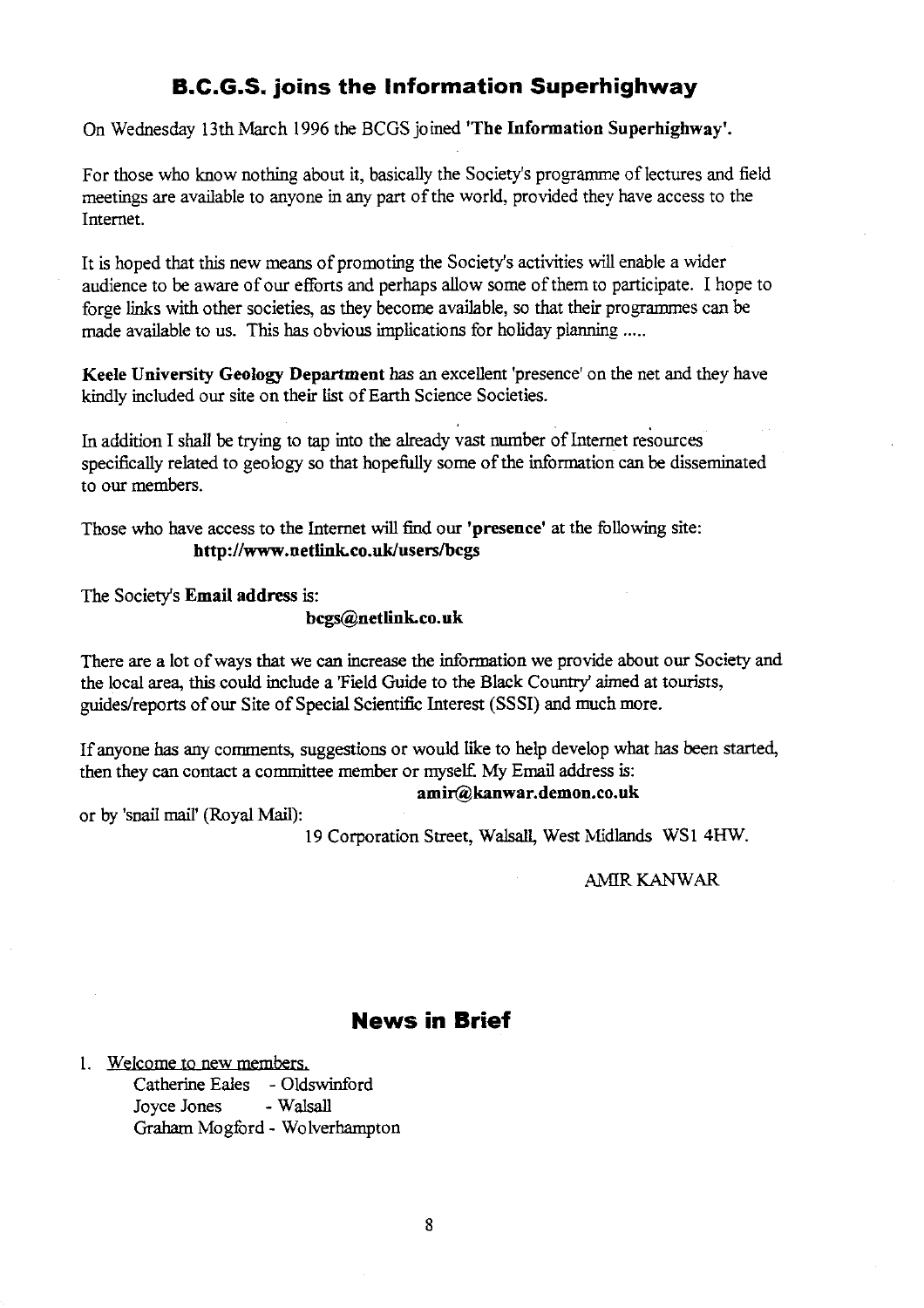## B.C.G.S. joins the Information Superhighway

On Wednesday 13th March 1996 the BCGS joined **'The Information Superhighway'.**

For those who know nothing about it, basically the Society's programme of lectures and field meetings are available to anyone in any part of the world, provided they have access to the Internet.

It is hoped that this new means of promoting the Society's activities will enable a wider audience to be aware of our efforts and perhaps allow some of them to participate. I hope to forge links with other societies, as they become available, so that their programmes can be made available to us. This has obvious implications for holiday planning .....

**Keele University Geology Department** has an excellent 'presence' on the net and they have kindly included our site on their list of Earth Science Societies.

In addition I shall be trying to tap into the already vast number of Internet resources specifically related to geology so that hopefully some of the information can be disseminated to our members.

Those who have access to the Internet will find our **'presence'** at the following site:
**http://www.netlink.co.uk/users/bcgs**

The Society's **Email address** is:
**bcgs@netlink.co.uk**

There are a lot of ways that we can increase the information we provide about our Society and the local area, this could include a 'Field Guide to the Black Country' aimed at tourists, guides/reports of our Site of Special Scientific Interest (SSSI) and much more.

If anyone has any comments, suggestions or would like to help develop what has been started, then they can contact a committee member or myself. My Email address is:
**amir@kanwar.demon.co.uk**

or by 'snail mail' (Royal Mail):
19 Corporation Street, Walsall, West Midlands WS1 4HW.

AMIR KANWAR

## News in Brief

1. Welcome to new members.
   - Catherine Eales - Oldswinford
   - Joyce Jones - Walsall
   - Graham Mogford - Wolverhampton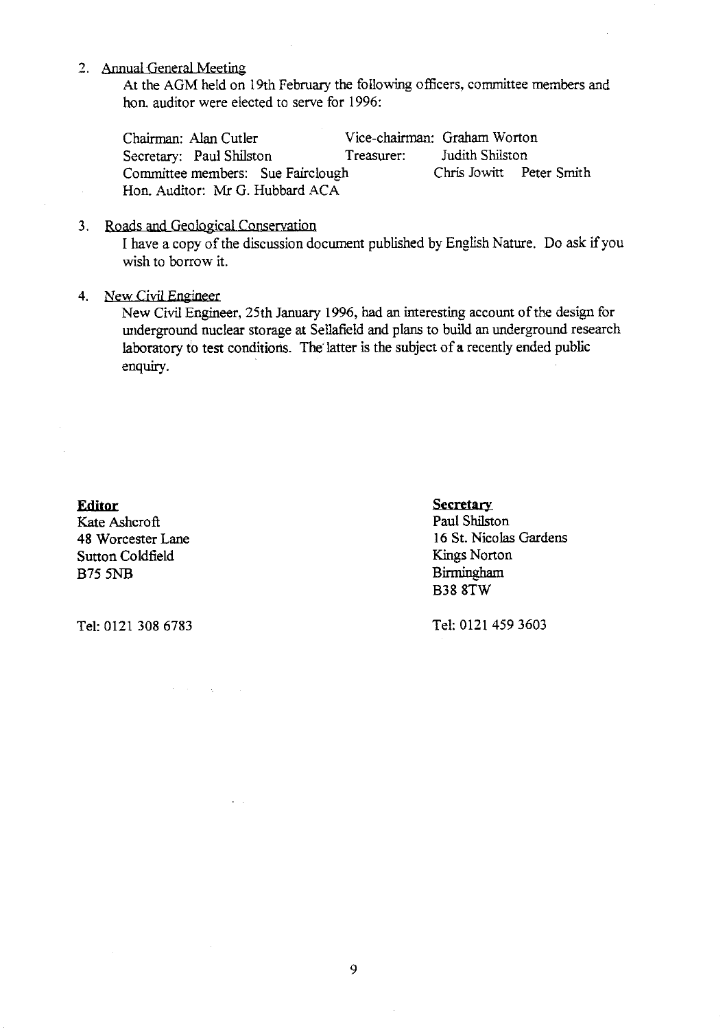2. Annual General Meeting

At the AGM held on 19th February the following officers, committee members and hon. auditor were elected to serve for 1996:

Chairman: Alan Cutler  
Vice-chairman: Graham Worton  
Secretary: Paul Shilston  
Treasurer: Judith Shilston  
Committee members: Sue Fairclough, Chris Jowitt, Peter Smith  
Hon. Auditor: Mr G. Hubbard ACA

3. Roads and Geological Conservation

I have a copy of the discussion document published by English Nature. Do ask if you wish to borrow it.

4. New Civil Engineer

New Civil Engineer, 25th January 1996, had an interesting account of the design for underground nuclear storage at Sellafield and plans to build an underground research laboratory to test conditions. The latter is the subject of a recently ended public enquiry.

**Editor**  
Kate Ashcroft  
48 Worcester Lane  
Sutton Coldfield  
B75 5NB

Tel: 0121 308 6783

**Secretary**  
Paul Shilston  
16 St. Nicolas Gardens  
Kings Norton  
Birmingham  
B38 8TW

Tel: 0121 459 3603